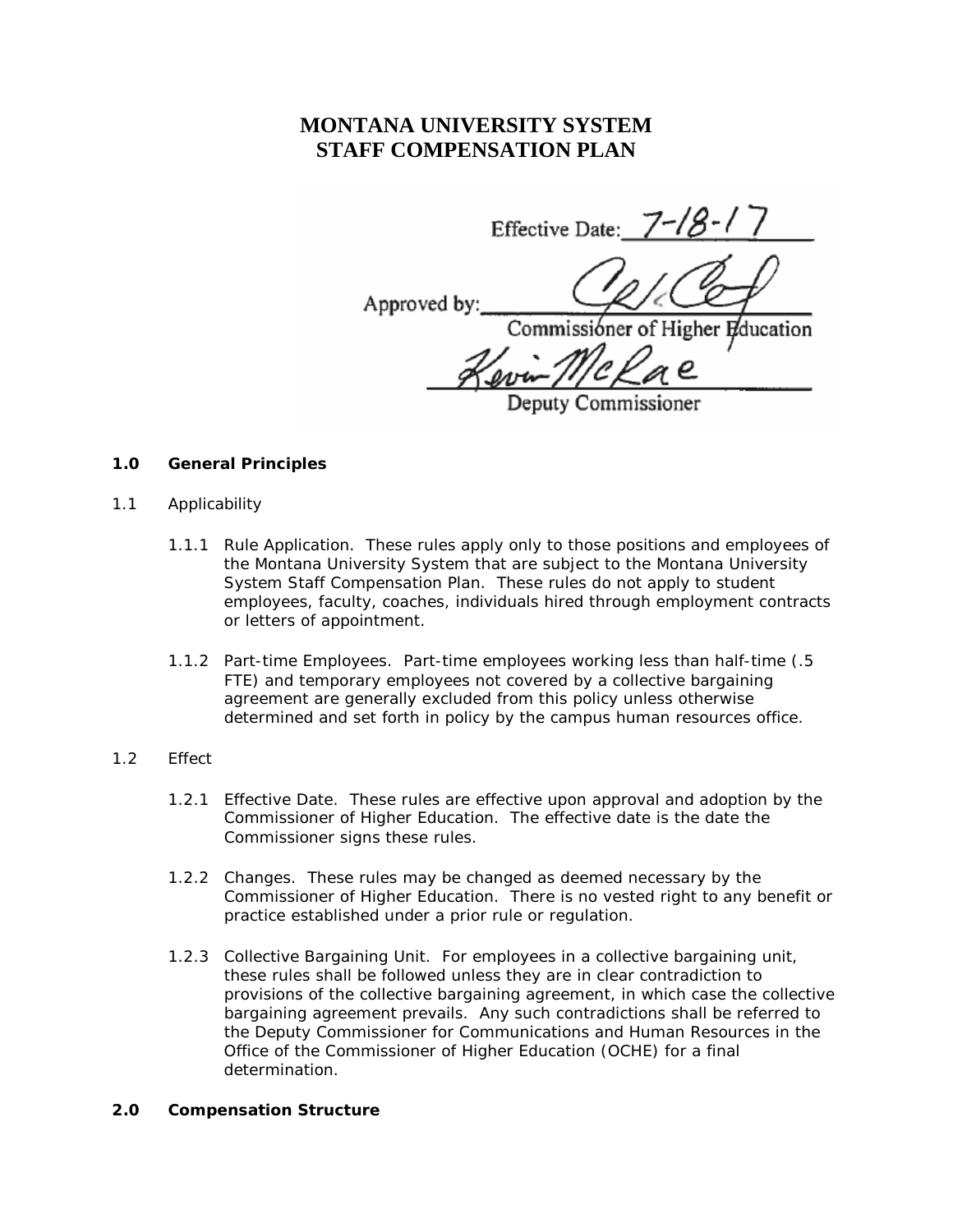# MONTANA UNIVERSITY SYSTEM STAFF COMPENSATION PLAN

Effective Date: 7-18-17

Approved by: ______________________
Commissioner of Higher Education

______________________
Deputy Commissioner

## 1.0 General Principles

### 1.1 Applicability

1.1.1 Rule Application. These rules apply only to those positions and employees of the Montana University System that are subject to the Montana University System Staff Compensation Plan. These rules do not apply to student employees, faculty, coaches, individuals hired through employment contracts or letters of appointment.

1.1.2 Part-time Employees. Part-time employees working less than half-time (.5 FTE) and temporary employees not covered by a collective bargaining agreement are generally excluded from this policy unless otherwise determined and set forth in policy by the campus human resources office.

### 1.2 Effect

1.2.1 Effective Date. These rules are effective upon approval and adoption by the Commissioner of Higher Education. The effective date is the date the Commissioner signs these rules.

1.2.2 Changes. These rules may be changed as deemed necessary by the Commissioner of Higher Education. There is no vested right to any benefit or practice established under a prior rule or regulation.

1.2.3 Collective Bargaining Unit. For employees in a collective bargaining unit, these rules shall be followed unless they are in clear contradiction to provisions of the collective bargaining agreement, in which case the collective bargaining agreement prevails. Any such contradictions shall be referred to the Deputy Commissioner for Communications and Human Resources in the Office of the Commissioner of Higher Education (OCHE) for a final determination.

## 2.0 Compensation Structure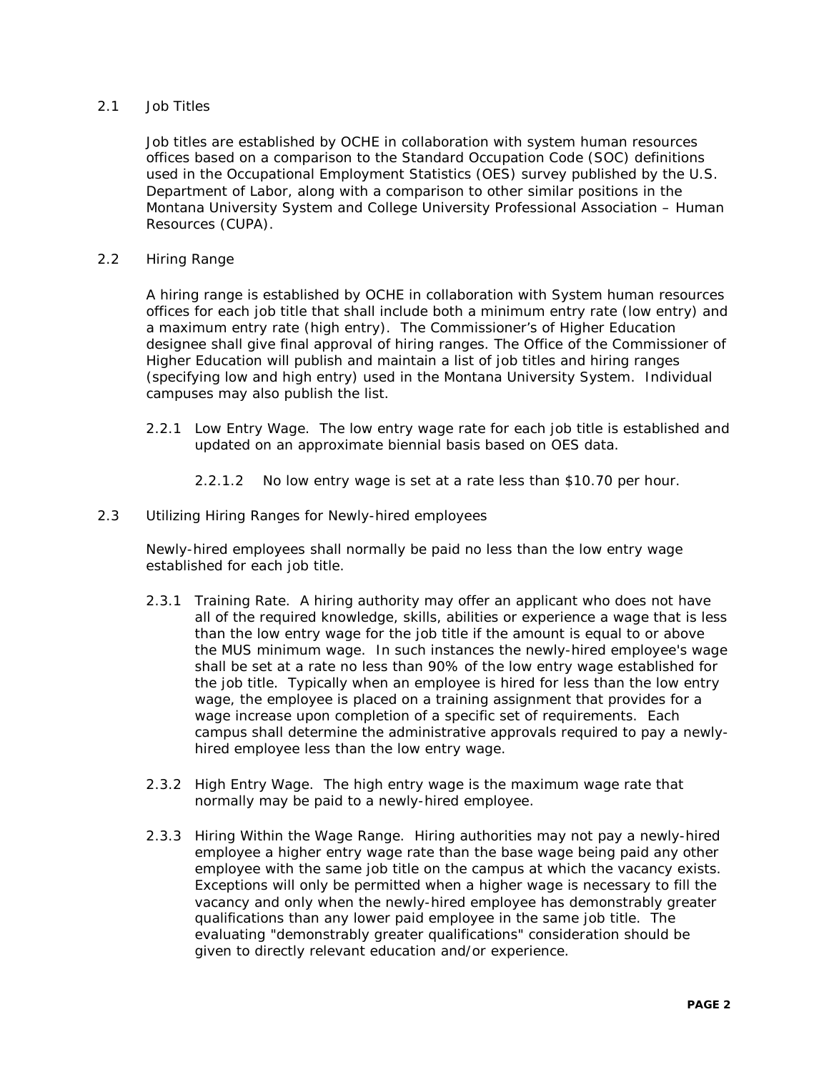## 2.1 Job Titles

Job titles are established by OCHE in collaboration with system human resources offices based on a comparison to the Standard Occupation Code (SOC) definitions used in the Occupational Employment Statistics (OES) survey published by the U.S. Department of Labor, along with a comparison to other similar positions in the Montana University System and College University Professional Association – Human Resources (CUPA).

## 2.2 Hiring Range

A hiring range is established by OCHE in collaboration with System human resources offices for each job title that shall include both a minimum entry rate (low entry) and a maximum entry rate (high entry). The Commissioner's of Higher Education designee shall give final approval of hiring ranges. The Office of the Commissioner of Higher Education will publish and maintain a list of job titles and hiring ranges (specifying low and high entry) used in the Montana University System. Individual campuses may also publish the list.

2.2.1 Low Entry Wage. The low entry wage rate for each job title is established and updated on an approximate biennial basis based on OES data.

2.2.1.2 No low entry wage is set at a rate less than $10.70 per hour.

## 2.3 Utilizing Hiring Ranges for Newly-hired employees

Newly-hired employees shall normally be paid no less than the low entry wage established for each job title.

2.3.1 Training Rate. A hiring authority may offer an applicant who does not have all of the required knowledge, skills, abilities or experience a wage that is less than the low entry wage for the job title if the amount is equal to or above the MUS minimum wage. In such instances the newly-hired employee's wage shall be set at a rate no less than 90% of the low entry wage established for the job title. Typically when an employee is hired for less than the low entry wage, the employee is placed on a training assignment that provides for a wage increase upon completion of a specific set of requirements. Each campus shall determine the administrative approvals required to pay a newly-hired employee less than the low entry wage.

2.3.2 High Entry Wage. The high entry wage is the maximum wage rate that normally may be paid to a newly-hired employee.

2.3.3 Hiring Within the Wage Range. Hiring authorities may not pay a newly-hired employee a higher entry wage rate than the base wage being paid any other employee with the same job title on the campus at which the vacancy exists. Exceptions will only be permitted when a higher wage is necessary to fill the vacancy and only when the newly-hired employee has demonstrably greater qualifications than any lower paid employee in the same job title. The evaluating "demonstrably greater qualifications" consideration should be given to directly relevant education and/or experience.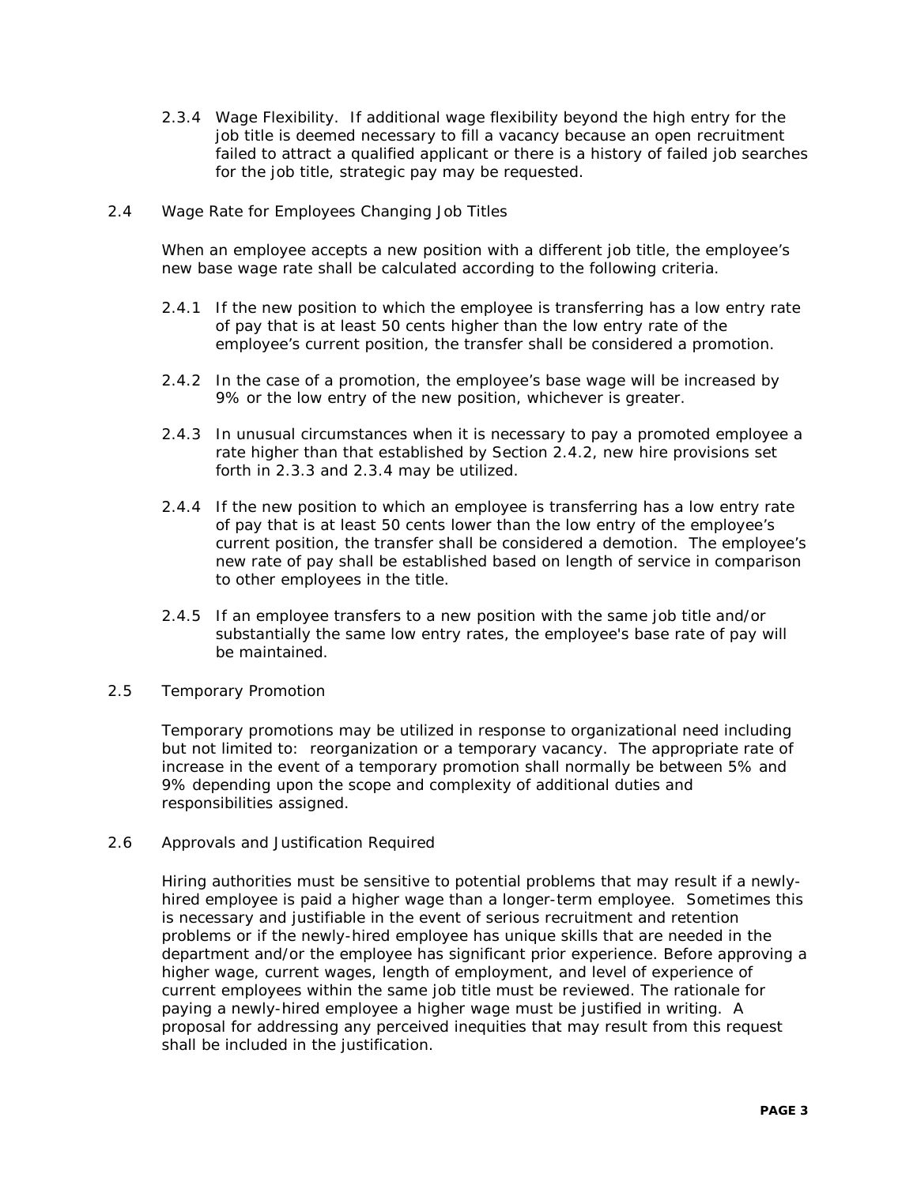2.3.4 Wage Flexibility. If additional wage flexibility beyond the high entry for the job title is deemed necessary to fill a vacancy because an open recruitment failed to attract a qualified applicant or there is a history of failed job searches for the job title, strategic pay may be requested.

### 2.4 Wage Rate for Employees Changing Job Titles

When an employee accepts a new position with a different job title, the employee's new base wage rate shall be calculated according to the following criteria.

2.4.1 If the new position to which the employee is transferring has a low entry rate of pay that is at least 50 cents higher than the low entry rate of the employee's current position, the transfer shall be considered a promotion.

2.4.2 In the case of a promotion, the employee's base wage will be increased by 9% or the low entry of the new position, whichever is greater.

2.4.3 In unusual circumstances when it is necessary to pay a promoted employee a rate higher than that established by Section 2.4.2, new hire provisions set forth in 2.3.3 and 2.3.4 may be utilized.

2.4.4 If the new position to which an employee is transferring has a low entry rate of pay that is at least 50 cents lower than the low entry of the employee's current position, the transfer shall be considered a demotion. The employee's new rate of pay shall be established based on length of service in comparison to other employees in the title.

2.4.5 If an employee transfers to a new position with the same job title and/or substantially the same low entry rates, the employee's base rate of pay will be maintained.

### 2.5 Temporary Promotion

Temporary promotions may be utilized in response to organizational need including but not limited to: reorganization or a temporary vacancy. The appropriate rate of increase in the event of a temporary promotion shall normally be between 5% and 9% depending upon the scope and complexity of additional duties and responsibilities assigned.

### 2.6 Approvals and Justification Required

Hiring authorities must be sensitive to potential problems that may result if a newly-hired employee is paid a higher wage than a longer-term employee. Sometimes this is necessary and justifiable in the event of serious recruitment and retention problems or if the newly-hired employee has unique skills that are needed in the department and/or the employee has significant prior experience. Before approving a higher wage, current wages, length of employment, and level of experience of current employees within the same job title must be reviewed. The rationale for paying a newly-hired employee a higher wage must be justified in writing. A proposal for addressing any perceived inequities that may result from this request shall be included in the justification.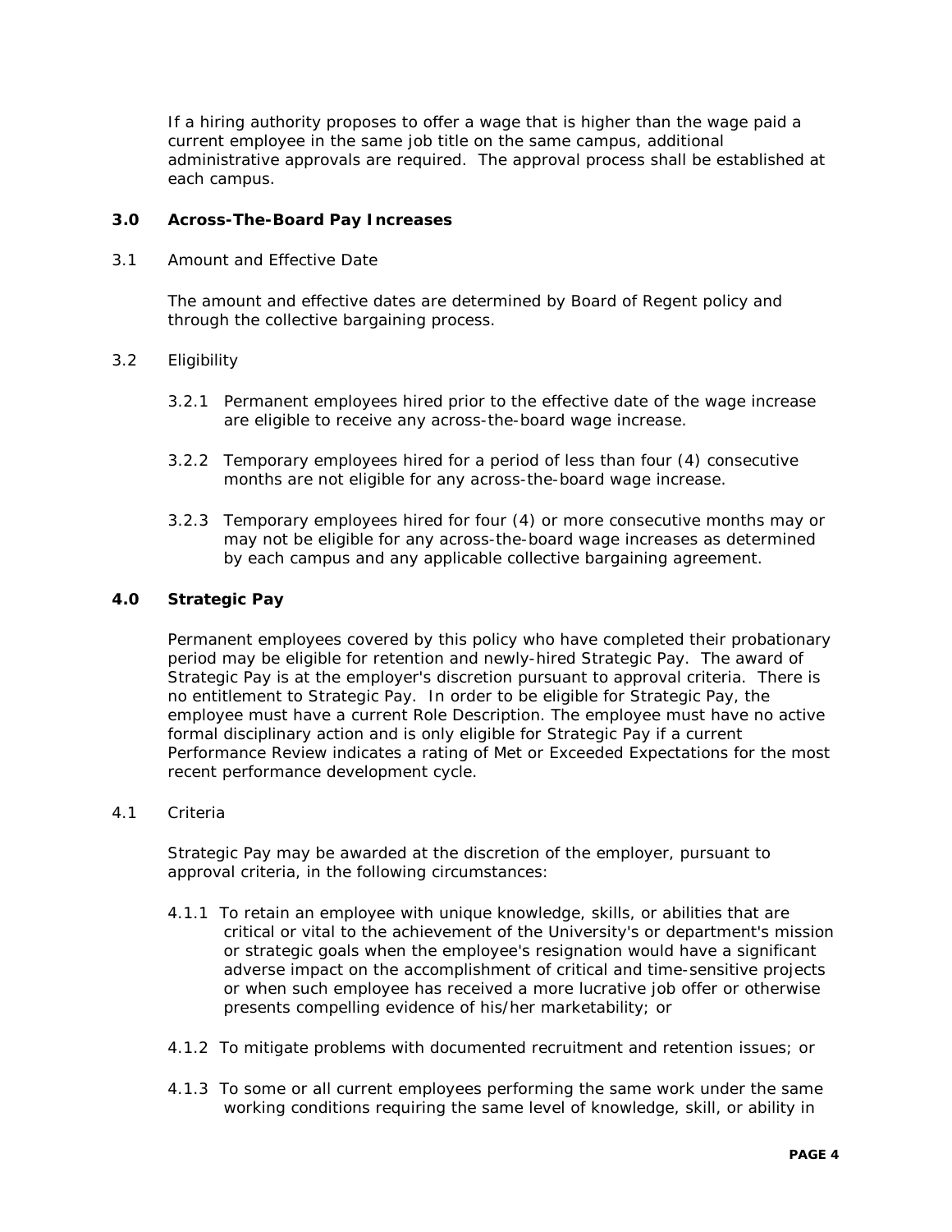If a hiring authority proposes to offer a wage that is higher than the wage paid a current employee in the same job title on the same campus, additional administrative approvals are required. The approval process shall be established at each campus.

## 3.0 Across-The-Board Pay Increases

3.1 Amount and Effective Date

The amount and effective dates are determined by Board of Regent policy and through the collective bargaining process.

3.2 Eligibility

3.2.1 Permanent employees hired prior to the effective date of the wage increase are eligible to receive any across-the-board wage increase.

3.2.2 Temporary employees hired for a period of less than four (4) consecutive months are not eligible for any across-the-board wage increase.

3.2.3 Temporary employees hired for four (4) or more consecutive months may or may not be eligible for any across-the-board wage increases as determined by each campus and any applicable collective bargaining agreement.

## 4.0 Strategic Pay

Permanent employees covered by this policy who have completed their probationary period may be eligible for retention and newly-hired Strategic Pay. The award of Strategic Pay is at the employer's discretion pursuant to approval criteria. There is no entitlement to Strategic Pay. In order to be eligible for Strategic Pay, the employee must have a current Role Description. The employee must have no active formal disciplinary action and is only eligible for Strategic Pay if a current Performance Review indicates a rating of Met or Exceeded Expectations for the most recent performance development cycle.

4.1 Criteria

Strategic Pay may be awarded at the discretion of the employer, pursuant to approval criteria, in the following circumstances:

4.1.1 To retain an employee with unique knowledge, skills, or abilities that are critical or vital to the achievement of the University's or department's mission or strategic goals when the employee's resignation would have a significant adverse impact on the accomplishment of critical and time-sensitive projects or when such employee has received a more lucrative job offer or otherwise presents compelling evidence of his/her marketability; or

4.1.2 To mitigate problems with documented recruitment and retention issues; or

4.1.3 To some or all current employees performing the same work under the same working conditions requiring the same level of knowledge, skill, or ability in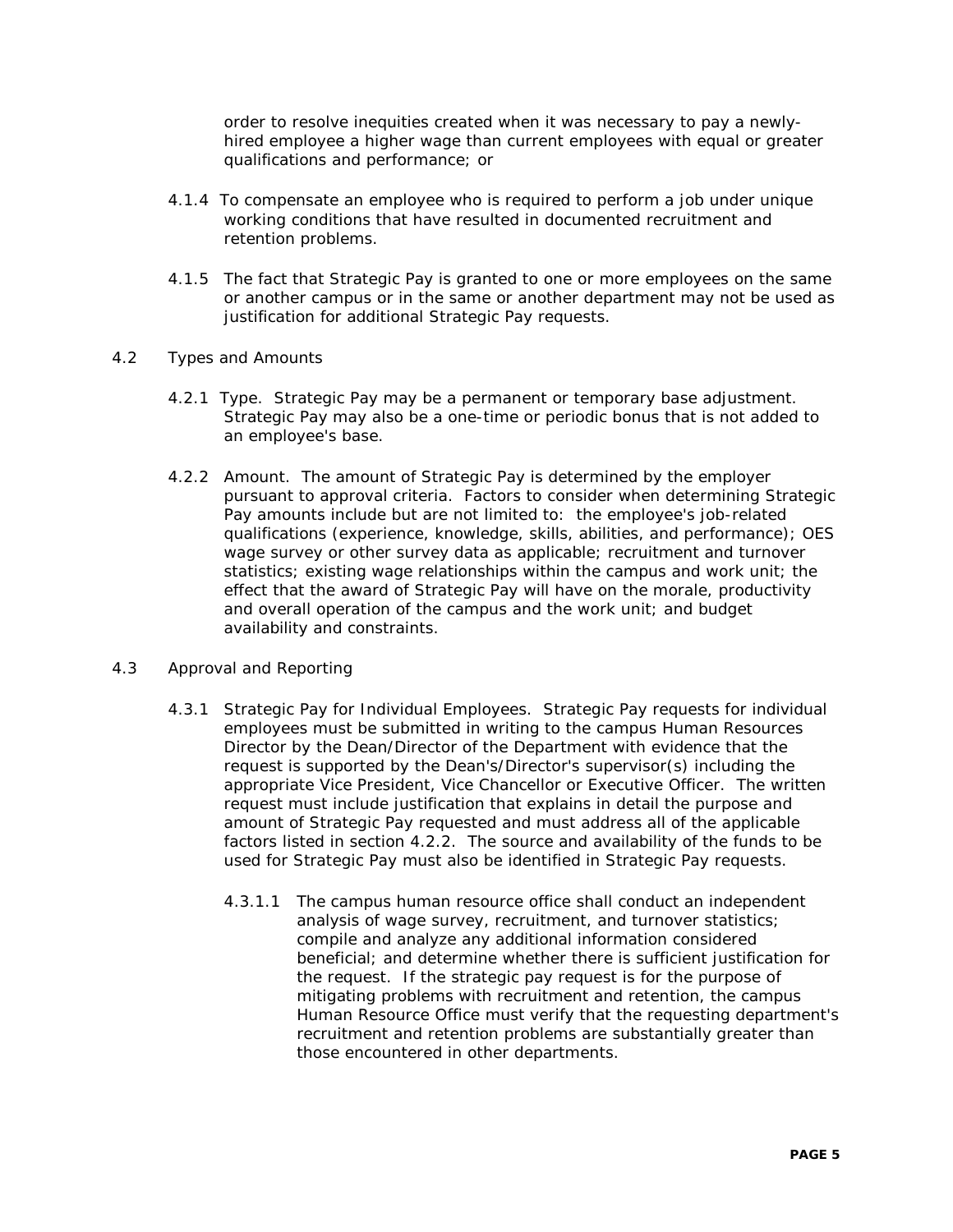order to resolve inequities created when it was necessary to pay a newly-hired employee a higher wage than current employees with equal or greater qualifications and performance; or

4.1.4 To compensate an employee who is required to perform a job under unique working conditions that have resulted in documented recruitment and retention problems.

4.1.5 The fact that Strategic Pay is granted to one or more employees on the same or another campus or in the same or another department may not be used as justification for additional Strategic Pay requests.

4.2 Types and Amounts

4.2.1 Type. Strategic Pay may be a permanent or temporary base adjustment. Strategic Pay may also be a one-time or periodic bonus that is not added to an employee's base.

4.2.2 Amount. The amount of Strategic Pay is determined by the employer pursuant to approval criteria. Factors to consider when determining Strategic Pay amounts include but are not limited to: the employee's job-related qualifications (experience, knowledge, skills, abilities, and performance); OES wage survey or other survey data as applicable; recruitment and turnover statistics; existing wage relationships within the campus and work unit; the effect that the award of Strategic Pay will have on the morale, productivity and overall operation of the campus and the work unit; and budget availability and constraints.

4.3 Approval and Reporting

4.3.1 Strategic Pay for Individual Employees. Strategic Pay requests for individual employees must be submitted in writing to the campus Human Resources Director by the Dean/Director of the Department with evidence that the request is supported by the Dean's/Director's supervisor(s) including the appropriate Vice President, Vice Chancellor or Executive Officer. The written request must include justification that explains in detail the purpose and amount of Strategic Pay requested and must address all of the applicable factors listed in section 4.2.2. The source and availability of the funds to be used for Strategic Pay must also be identified in Strategic Pay requests.

4.3.1.1 The campus human resource office shall conduct an independent analysis of wage survey, recruitment, and turnover statistics; compile and analyze any additional information considered beneficial; and determine whether there is sufficient justification for the request. If the strategic pay request is for the purpose of mitigating problems with recruitment and retention, the campus Human Resource Office must verify that the requesting department's recruitment and retention problems are substantially greater than those encountered in other departments.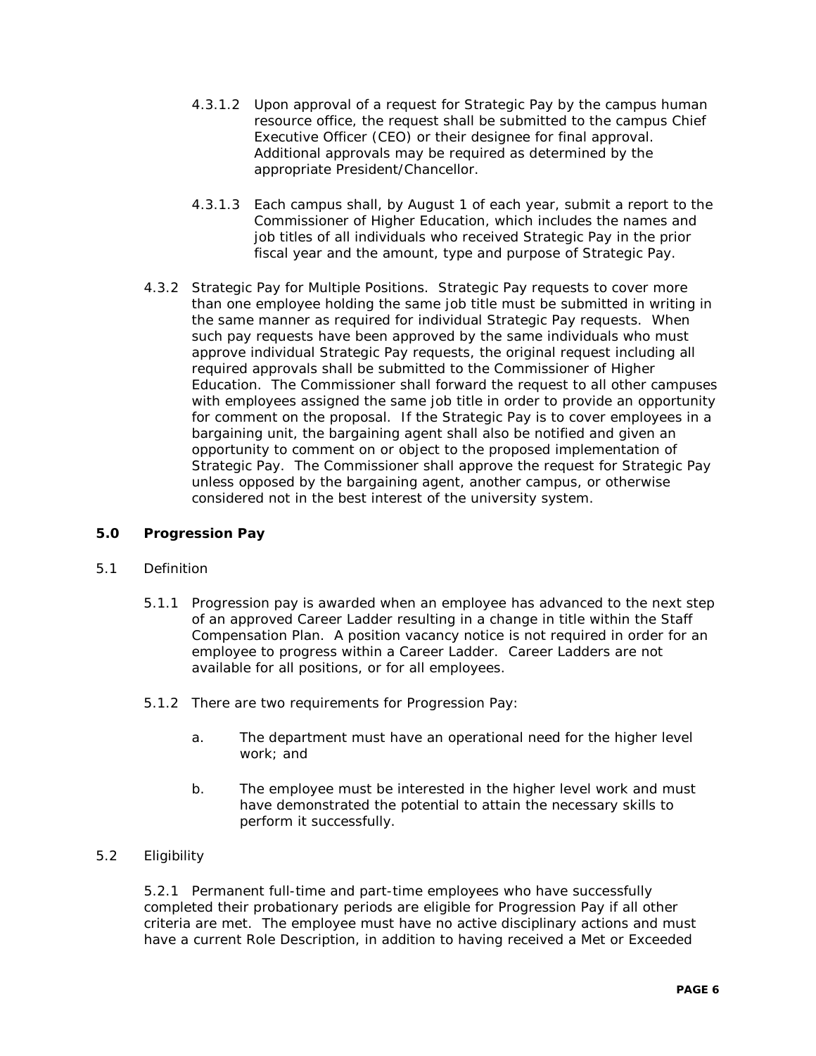4.3.1.2 Upon approval of a request for Strategic Pay by the campus human resource office, the request shall be submitted to the campus Chief Executive Officer (CEO) or their designee for final approval. Additional approvals may be required as determined by the appropriate President/Chancellor.

4.3.1.3 Each campus shall, by August 1 of each year, submit a report to the Commissioner of Higher Education, which includes the names and job titles of all individuals who received Strategic Pay in the prior fiscal year and the amount, type and purpose of Strategic Pay.

4.3.2 Strategic Pay for Multiple Positions. Strategic Pay requests to cover more than one employee holding the same job title must be submitted in writing in the same manner as required for individual Strategic Pay requests. When such pay requests have been approved by the same individuals who must approve individual Strategic Pay requests, the original request including all required approvals shall be submitted to the Commissioner of Higher Education. The Commissioner shall forward the request to all other campuses with employees assigned the same job title in order to provide an opportunity for comment on the proposal. If the Strategic Pay is to cover employees in a bargaining unit, the bargaining agent shall also be notified and given an opportunity to comment on or object to the proposed implementation of Strategic Pay. The Commissioner shall approve the request for Strategic Pay unless opposed by the bargaining agent, another campus, or otherwise considered not in the best interest of the university system.

## 5.0 Progression Pay

5.1 Definition

5.1.1 Progression pay is awarded when an employee has advanced to the next step of an approved Career Ladder resulting in a change in title within the Staff Compensation Plan. A position vacancy notice is not required in order for an employee to progress within a Career Ladder. Career Ladders are not available for all positions, or for all employees.

5.1.2 There are two requirements for Progression Pay:

a. The department must have an operational need for the higher level work; and

b. The employee must be interested in the higher level work and must have demonstrated the potential to attain the necessary skills to perform it successfully.

5.2 Eligibility

5.2.1 Permanent full-time and part-time employees who have successfully completed their probationary periods are eligible for Progression Pay if all other criteria are met. The employee must have no active disciplinary actions and must have a current Role Description, in addition to having received a Met or Exceeded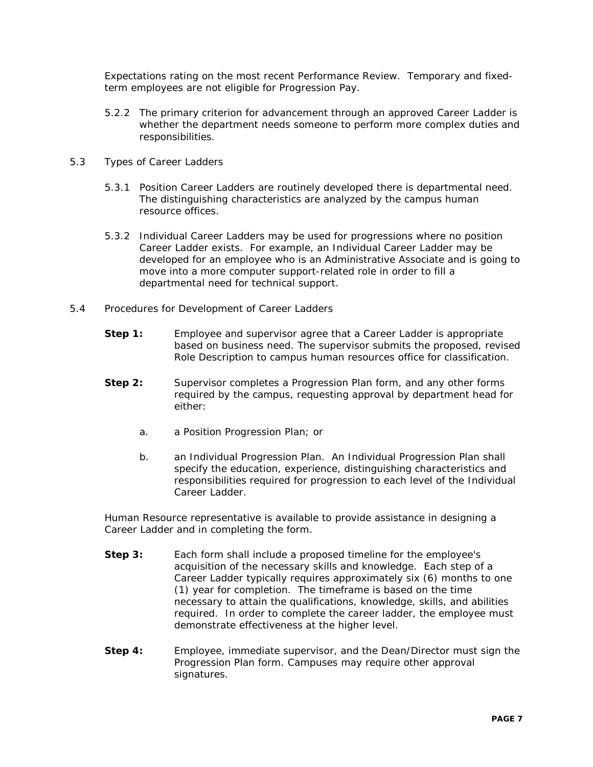Expectations rating on the most recent Performance Review. Temporary and fixed-term employees are not eligible for Progression Pay.

5.2.2 The primary criterion for advancement through an approved Career Ladder is whether the department needs someone to perform more complex duties and responsibilities.

5.3 Types of Career Ladders

5.3.1 Position Career Ladders are routinely developed there is departmental need. The distinguishing characteristics are analyzed by the campus human resource offices.

5.3.2 Individual Career Ladders may be used for progressions where no position Career Ladder exists. For example, an Individual Career Ladder may be developed for an employee who is an Administrative Associate and is going to move into a more computer support-related role in order to fill a departmental need for technical support.

5.4 Procedures for Development of Career Ladders

**Step 1:** Employee and supervisor agree that a Career Ladder is appropriate based on business need. The supervisor submits the proposed, revised Role Description to campus human resources office for classification.

**Step 2:** Supervisor completes a Progression Plan form, and any other forms required by the campus, requesting approval by department head for either:

a. a Position Progression Plan; or

b. an Individual Progression Plan. An Individual Progression Plan shall specify the education, experience, distinguishing characteristics and responsibilities required for progression to each level of the Individual Career Ladder.

Human Resource representative is available to provide assistance in designing a Career Ladder and in completing the form.

**Step 3:** Each form shall include a proposed timeline for the employee's acquisition of the necessary skills and knowledge. Each step of a Career Ladder typically requires approximately six (6) months to one (1) year for completion. The timeframe is based on the time necessary to attain the qualifications, knowledge, skills, and abilities required. In order to complete the career ladder, the employee must demonstrate effectiveness at the higher level.

**Step 4:** Employee, immediate supervisor, and the Dean/Director must sign the Progression Plan form. Campuses may require other approval signatures.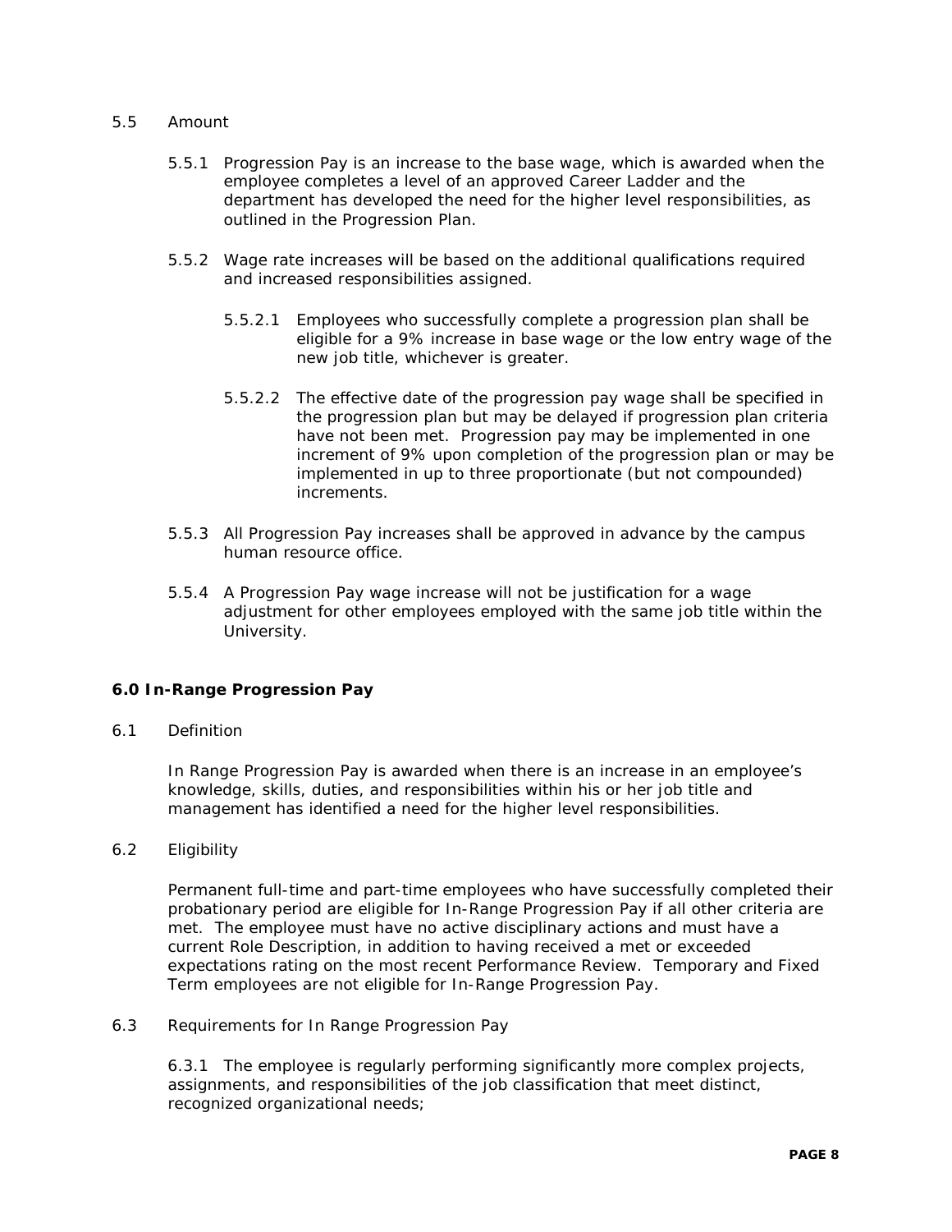5.5 Amount

5.5.1 Progression Pay is an increase to the base wage, which is awarded when the employee completes a level of an approved Career Ladder and the department has developed the need for the higher level responsibilities, as outlined in the Progression Plan.

5.5.2 Wage rate increases will be based on the additional qualifications required and increased responsibilities assigned.

5.5.2.1 Employees who successfully complete a progression plan shall be eligible for a 9% increase in base wage or the low entry wage of the new job title, whichever is greater.

5.5.2.2 The effective date of the progression pay wage shall be specified in the progression plan but may be delayed if progression plan criteria have not been met. Progression pay may be implemented in one increment of 9% upon completion of the progression plan or may be implemented in up to three proportionate (but not compounded) increments.

5.5.3 All Progression Pay increases shall be approved in advance by the campus human resource office.

5.5.4 A Progression Pay wage increase will not be justification for a wage adjustment for other employees employed with the same job title within the University.

## 6.0 In-Range Progression Pay

6.1 Definition

In Range Progression Pay is awarded when there is an increase in an employee's knowledge, skills, duties, and responsibilities within his or her job title and management has identified a need for the higher level responsibilities.

6.2 Eligibility

Permanent full-time and part-time employees who have successfully completed their probationary period are eligible for In-Range Progression Pay if all other criteria are met. The employee must have no active disciplinary actions and must have a current Role Description, in addition to having received a met or exceeded expectations rating on the most recent Performance Review. Temporary and Fixed Term employees are not eligible for In-Range Progression Pay.

6.3 Requirements for In Range Progression Pay

6.3.1 The employee is regularly performing significantly more complex projects, assignments, and responsibilities of the job classification that meet distinct, recognized organizational needs;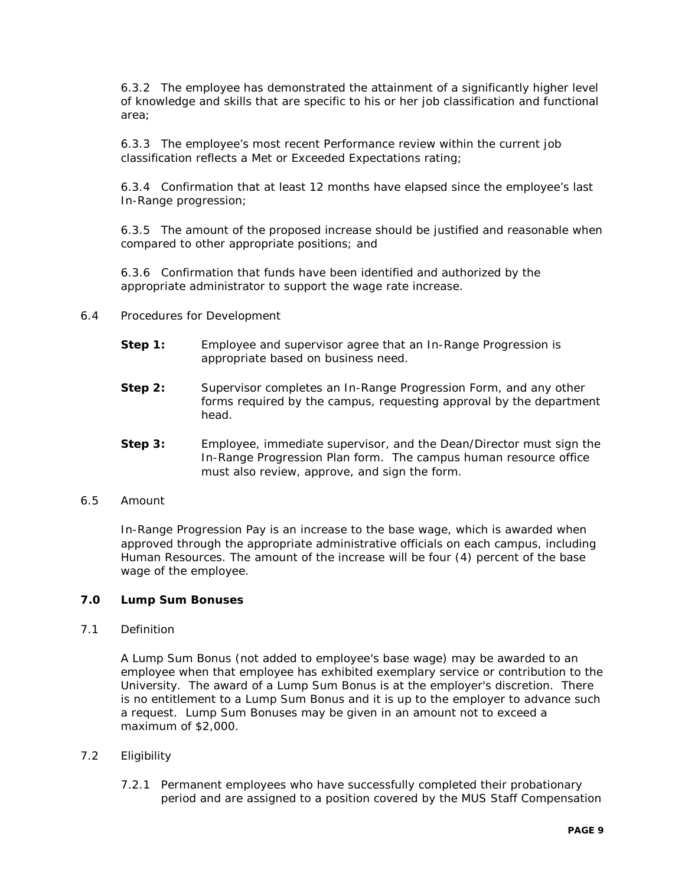6.3.2 The employee has demonstrated the attainment of a significantly higher level of knowledge and skills that are specific to his or her job classification and functional area;

6.3.3 The employee's most recent Performance review within the current job classification reflects a Met or Exceeded Expectations rating;

6.3.4 Confirmation that at least 12 months have elapsed since the employee's last In-Range progression;

6.3.5 The amount of the proposed increase should be justified and reasonable when compared to other appropriate positions; and

6.3.6 Confirmation that funds have been identified and authorized by the appropriate administrator to support the wage rate increase.

6.4 Procedures for Development

**Step 1:** Employee and supervisor agree that an In-Range Progression is appropriate based on business need.

**Step 2:** Supervisor completes an In-Range Progression Form, and any other forms required by the campus, requesting approval by the department head.

**Step 3:** Employee, immediate supervisor, and the Dean/Director must sign the In-Range Progression Plan form. The campus human resource office must also review, approve, and sign the form.

6.5 Amount

In-Range Progression Pay is an increase to the base wage, which is awarded when approved through the appropriate administrative officials on each campus, including Human Resources. The amount of the increase will be four (4) percent of the base wage of the employee.

## 7.0 Lump Sum Bonuses

7.1 Definition

A Lump Sum Bonus (not added to employee's base wage) may be awarded to an employee when that employee has exhibited exemplary service or contribution to the University. The award of a Lump Sum Bonus is at the employer's discretion. There is no entitlement to a Lump Sum Bonus and it is up to the employer to advance such a request. Lump Sum Bonuses may be given in an amount not to exceed a maximum of $2,000.

7.2 Eligibility

7.2.1 Permanent employees who have successfully completed their probationary period and are assigned to a position covered by the MUS Staff Compensation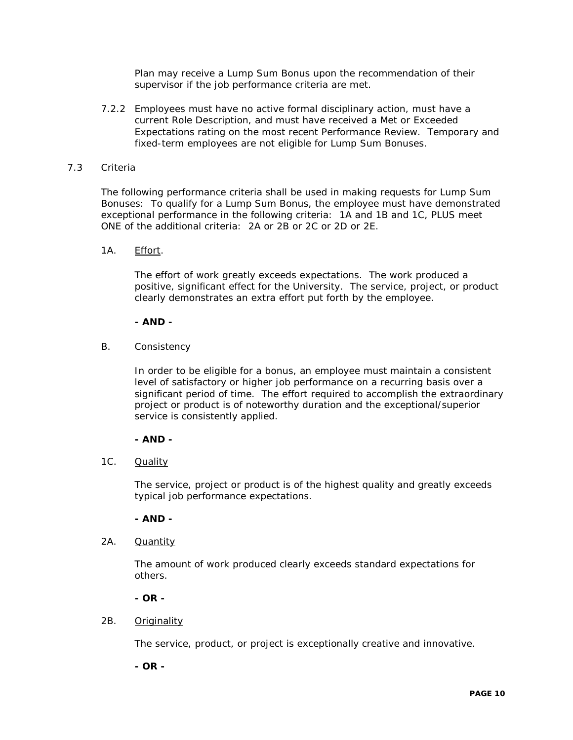Plan may receive a Lump Sum Bonus upon the recommendation of their supervisor if the job performance criteria are met.

7.2.2 Employees must have no active formal disciplinary action, must have a current Role Description, and must have received a Met or Exceeded Expectations rating on the most recent Performance Review. Temporary and fixed-term employees are not eligible for Lump Sum Bonuses.

7.3 Criteria

The following performance criteria shall be used in making requests for Lump Sum Bonuses: To qualify for a Lump Sum Bonus, the employee must have demonstrated exceptional performance in the following criteria: 1A and 1B and 1C, PLUS meet ONE of the additional criteria: 2A or 2B or 2C or 2D or 2E.

1A. Effort.

The effort of work greatly exceeds expectations. The work produced a positive, significant effect for the University. The service, project, or product clearly demonstrates an extra effort put forth by the employee.

**- AND -**

B. Consistency

In order to be eligible for a bonus, an employee must maintain a consistent level of satisfactory or higher job performance on a recurring basis over a significant period of time. The effort required to accomplish the extraordinary project or product is of noteworthy duration and the exceptional/superior service is consistently applied.

**- AND -**

1C. Quality

The service, project or product is of the highest quality and greatly exceeds typical job performance expectations.

**- AND -**

2A. Quantity

The amount of work produced clearly exceeds standard expectations for others.

**- OR -**

2B. Originality

The service, product, or project is exceptionally creative and innovative.

**- OR -**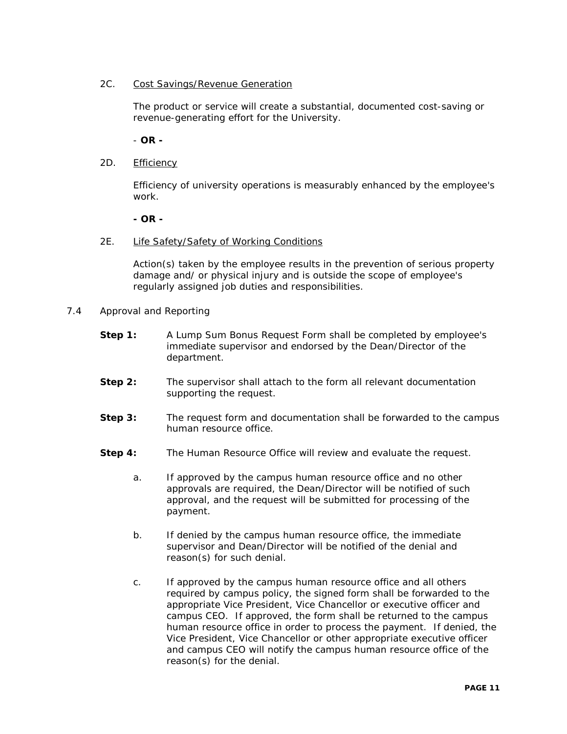2C. <u>Cost Savings/Revenue Generation</u>

The product or service will create a substantial, documented cost-saving or revenue-generating effort for the University.

- **OR -**

2D. <u>Efficiency</u>

Efficiency of university operations is measurably enhanced by the employee's work.

**- OR -**

2E. <u>Life Safety/Safety of Working Conditions</u>

Action(s) taken by the employee results in the prevention of serious property damage and/ or physical injury and is outside the scope of employee's regularly assigned job duties and responsibilities.

7.4 Approval and Reporting

**Step 1:** A Lump Sum Bonus Request Form shall be completed by employee's immediate supervisor and endorsed by the Dean/Director of the department.

**Step 2:** The supervisor shall attach to the form all relevant documentation supporting the request.

**Step 3:** The request form and documentation shall be forwarded to the campus human resource office.

**Step 4:** The Human Resource Office will review and evaluate the request.

a. If approved by the campus human resource office and no other approvals are required, the Dean/Director will be notified of such approval, and the request will be submitted for processing of the payment.

b. If denied by the campus human resource office, the immediate supervisor and Dean/Director will be notified of the denial and reason(s) for such denial.

c. If approved by the campus human resource office and all others required by campus policy, the signed form shall be forwarded to the appropriate Vice President, Vice Chancellor or executive officer and campus CEO. If approved, the form shall be returned to the campus human resource office in order to process the payment. If denied, the Vice President, Vice Chancellor or other appropriate executive officer and campus CEO will notify the campus human resource office of the reason(s) for the denial.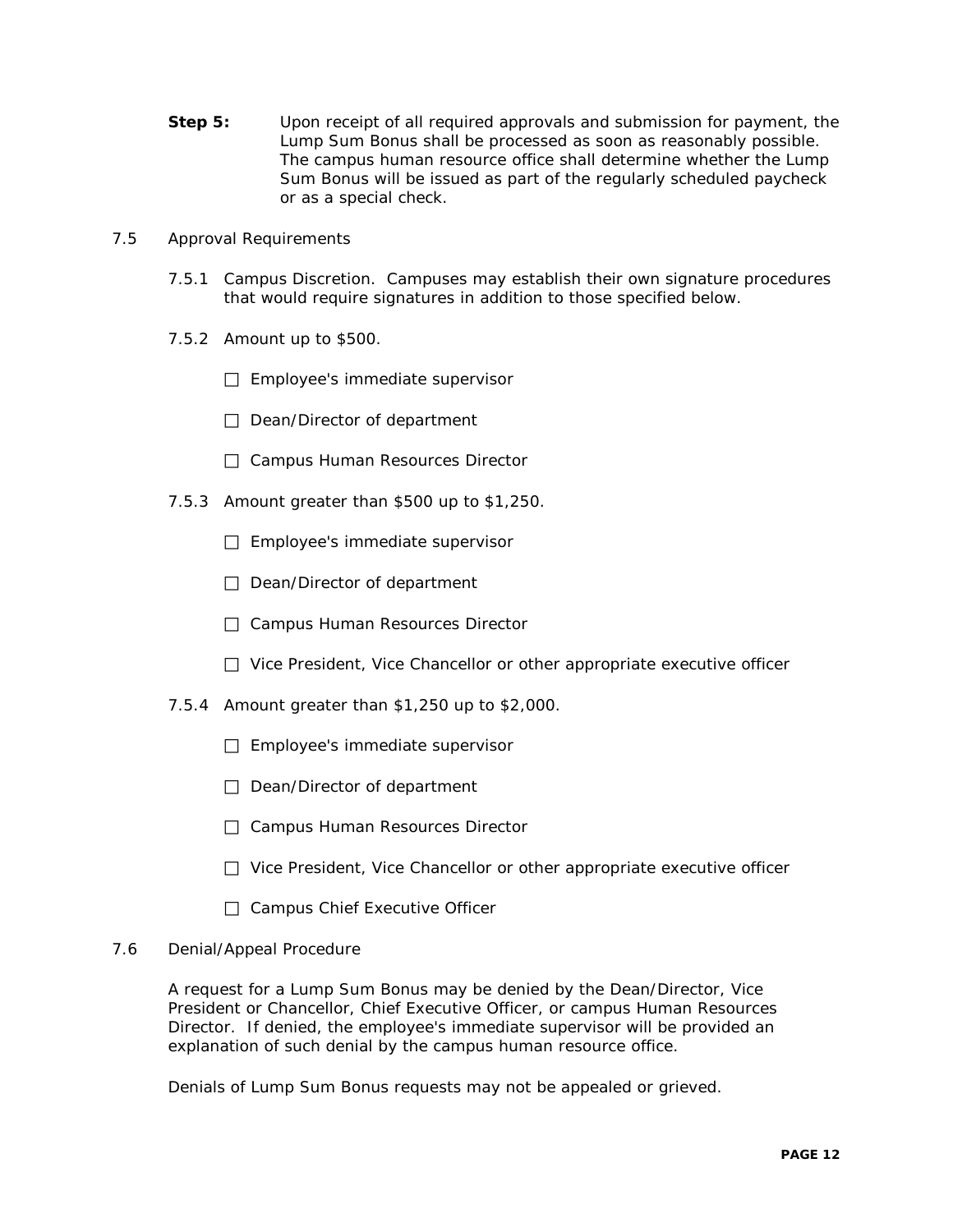**Step 5:** Upon receipt of all required approvals and submission for payment, the Lump Sum Bonus shall be processed as soon as reasonably possible. The campus human resource office shall determine whether the Lump Sum Bonus will be issued as part of the regularly scheduled paycheck or as a special check.

7.5 Approval Requirements

7.5.1 Campus Discretion. Campuses may establish their own signature procedures that would require signatures in addition to those specified below.

7.5.2 Amount up to $500.

- ☐ Employee's immediate supervisor
- ☐ Dean/Director of department
- ☐ Campus Human Resources Director

7.5.3 Amount greater than $500 up to $1,250.

- ☐ Employee's immediate supervisor
- ☐ Dean/Director of department
- ☐ Campus Human Resources Director
- ☐ Vice President, Vice Chancellor or other appropriate executive officer

7.5.4 Amount greater than $1,250 up to $2,000.

- ☐ Employee's immediate supervisor
- ☐ Dean/Director of department
- ☐ Campus Human Resources Director
- ☐ Vice President, Vice Chancellor or other appropriate executive officer
- ☐ Campus Chief Executive Officer

7.6 Denial/Appeal Procedure

A request for a Lump Sum Bonus may be denied by the Dean/Director, Vice President or Chancellor, Chief Executive Officer, or campus Human Resources Director. If denied, the employee's immediate supervisor will be provided an explanation of such denial by the campus human resource office.

Denials of Lump Sum Bonus requests may not be appealed or grieved.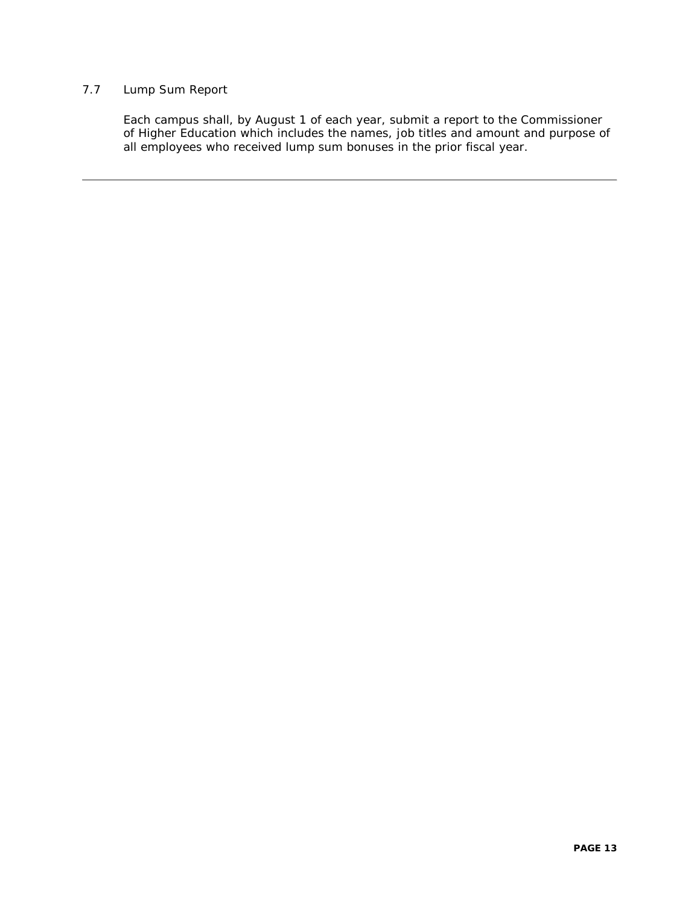### 7.7 Lump Sum Report

Each campus shall, by August 1 of each year, submit a report to the Commissioner of Higher Education which includes the names, job titles and amount and purpose of all employees who received lump sum bonuses in the prior fiscal year.

---